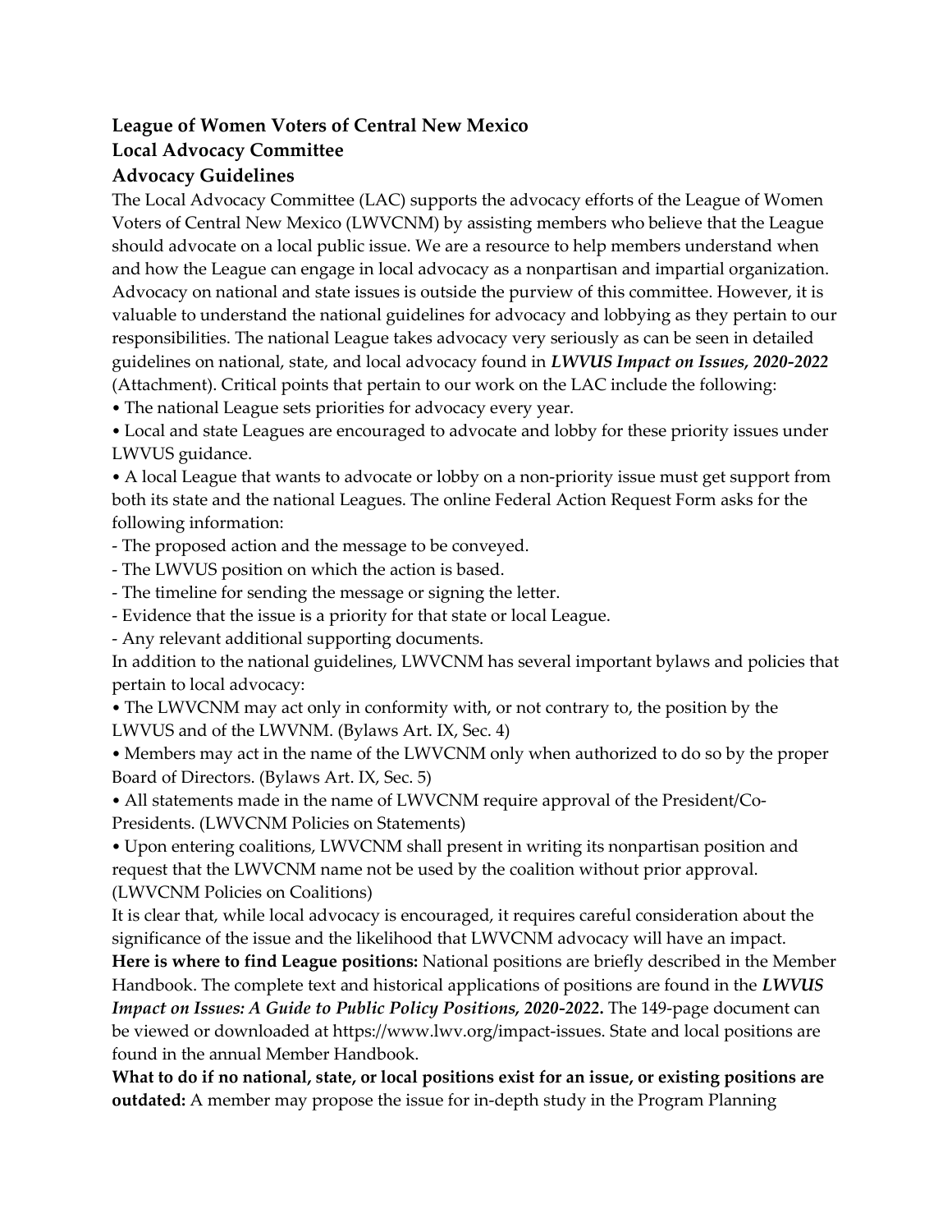**League of Women Voters of Central New Mexico**
**Local Advocacy Committee**
**Advocacy Guidelines**

The Local Advocacy Committee (LAC) supports the advocacy efforts of the League of Women Voters of Central New Mexico (LWVCNM) by assisting members who believe that the League should advocate on a local public issue. We are a resource to help members understand when and how the League can engage in local advocacy as a nonpartisan and impartial organization. Advocacy on national and state issues is outside the purview of this committee. However, it is valuable to understand the national guidelines for advocacy and lobbying as they pertain to our responsibilities. The national League takes advocacy very seriously as can be seen in detailed guidelines on national, state, and local advocacy found in ***LWVUS Impact on Issues, 2020-2022*** (Attachment). Critical points that pertain to our work on the LAC include the following:

• The national League sets priorities for advocacy every year.

• Local and state Leagues are encouraged to advocate and lobby for these priority issues under LWVUS guidance.

• A local League that wants to advocate or lobby on a non-priority issue must get support from both its state and the national Leagues. The online Federal Action Request Form asks for the following information:

- The proposed action and the message to be conveyed.
- The LWVUS position on which the action is based.
- The timeline for sending the message or signing the letter.
- Evidence that the issue is a priority for that state or local League.
- Any relevant additional supporting documents.

In addition to the national guidelines, LWVCNM has several important bylaws and policies that pertain to local advocacy:

• The LWVCNM may act only in conformity with, or not contrary to, the position by the LWVUS and of the LWVNM. (Bylaws Art. IX, Sec. 4)

• Members may act in the name of the LWVCNM only when authorized to do so by the proper Board of Directors. (Bylaws Art. IX, Sec. 5)

• All statements made in the name of LWVCNM require approval of the President/Co-Presidents. (LWVCNM Policies on Statements)

• Upon entering coalitions, LWVCNM shall present in writing its nonpartisan position and request that the LWVCNM name not be used by the coalition without prior approval. (LWVCNM Policies on Coalitions)

It is clear that, while local advocacy is encouraged, it requires careful consideration about the significance of the issue and the likelihood that LWVCNM advocacy will have an impact.

**Here is where to find League positions:** National positions are briefly described in the Member Handbook. The complete text and historical applications of positions are found in the ***LWVUS Impact on Issues: A Guide to Public Policy Positions, 2020-2022.*** The 149-page document can be viewed or downloaded at https://www.lwv.org/impact-issues. State and local positions are found in the annual Member Handbook.

**What to do if no national, state, or local positions exist for an issue, or existing positions are outdated:** A member may propose the issue for in-depth study in the Program Planning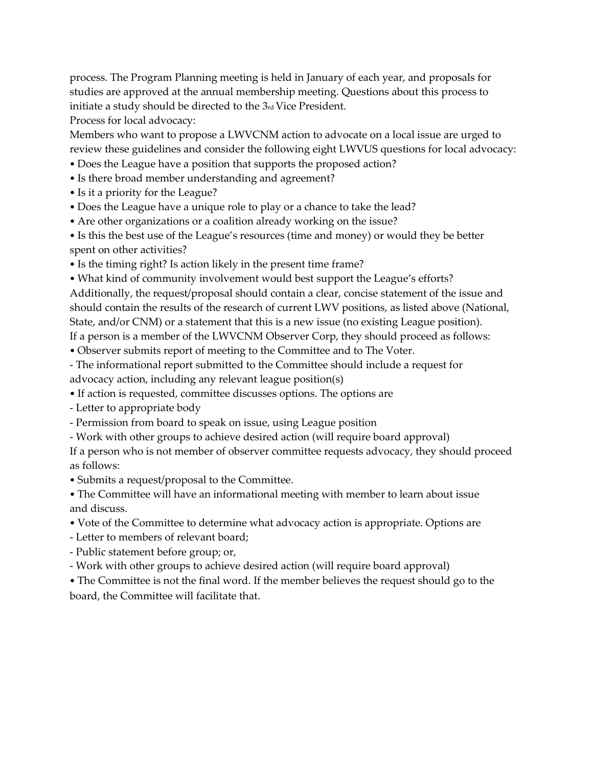process. The Program Planning meeting is held in January of each year, and proposals for studies are approved at the annual membership meeting. Questions about this process to initiate a study should be directed to the 3rd Vice President.

Process for local advocacy:

Members who want to propose a LWVCNM action to advocate on a local issue are urged to review these guidelines and consider the following eight LWVUS questions for local advocacy:

- Does the League have a position that supports the proposed action?
- Is there broad member understanding and agreement?
- Is it a priority for the League?
- Does the League have a unique role to play or a chance to take the lead?
- Are other organizations or a coalition already working on the issue?
- Is this the best use of the League's resources (time and money) or would they be better spent on other activities?
- Is the timing right? Is action likely in the present time frame?
- What kind of community involvement would best support the League's efforts?

Additionally, the request/proposal should contain a clear, concise statement of the issue and should contain the results of the research of current LWV positions, as listed above (National, State, and/or CNM) or a statement that this is a new issue (no existing League position).

If a person is a member of the LWVCNM Observer Corp, they should proceed as follows:

- Observer submits report of meeting to the Committee and to The Voter.
  - The informational report submitted to the Committee should include a request for advocacy action, including any relevant league position(s)
- If action is requested, committee discusses options. The options are
  - Letter to appropriate body
  - Permission from board to speak on issue, using League position
  - Work with other groups to achieve desired action (will require board approval)

If a person who is not member of observer committee requests advocacy, they should proceed as follows:

- Submits a request/proposal to the Committee.
- The Committee will have an informational meeting with member to learn about issue and discuss.
- Vote of the Committee to determine what advocacy action is appropriate. Options are
  - Letter to members of relevant board;
  - Public statement before group; or,
  - Work with other groups to achieve desired action (will require board approval)
- The Committee is not the final word. If the member believes the request should go to the board, the Committee will facilitate that.